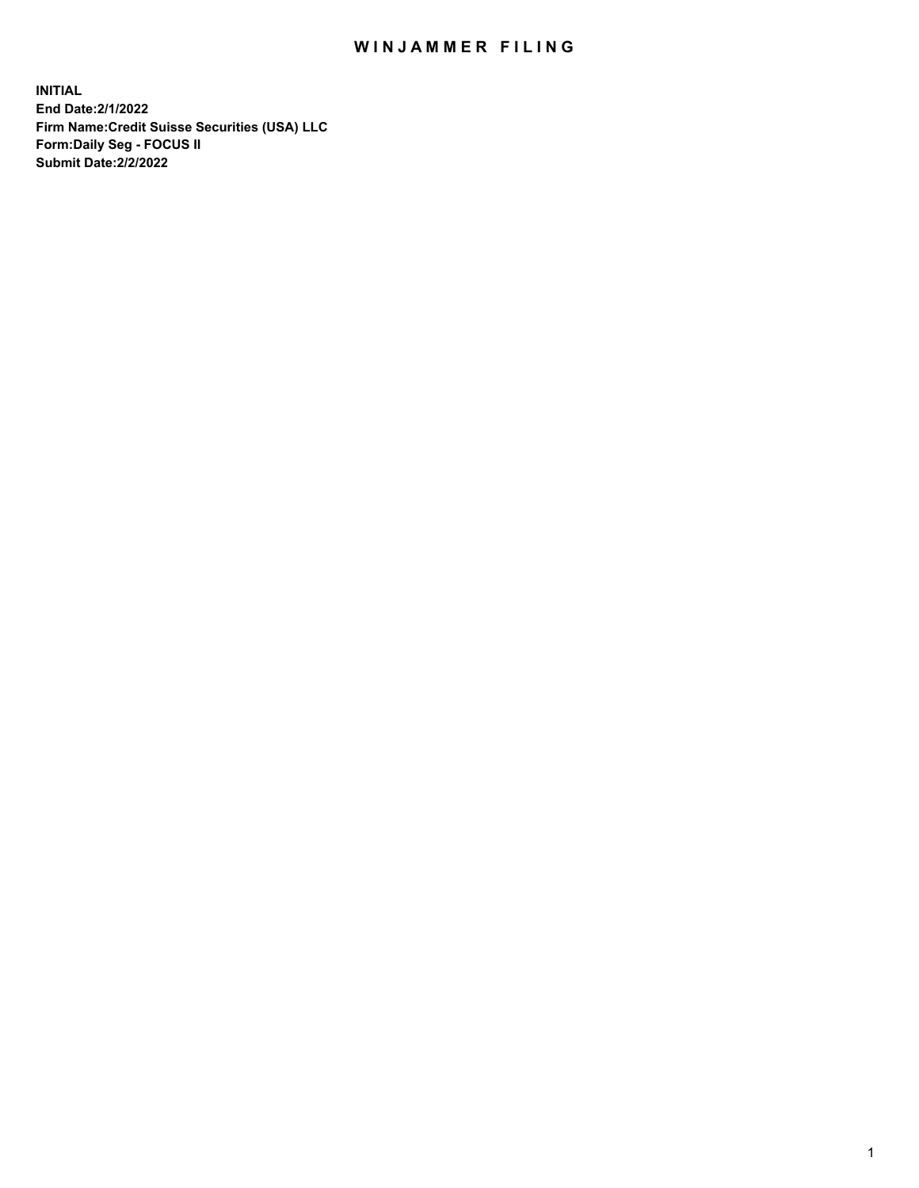# WINJAMMER FILING

**INITIAL**
**End Date:2/1/2022**
**Firm Name:Credit Suisse Securities (USA) LLC**
**Form:Daily Seg - FOCUS II**
**Submit Date:2/2/2022**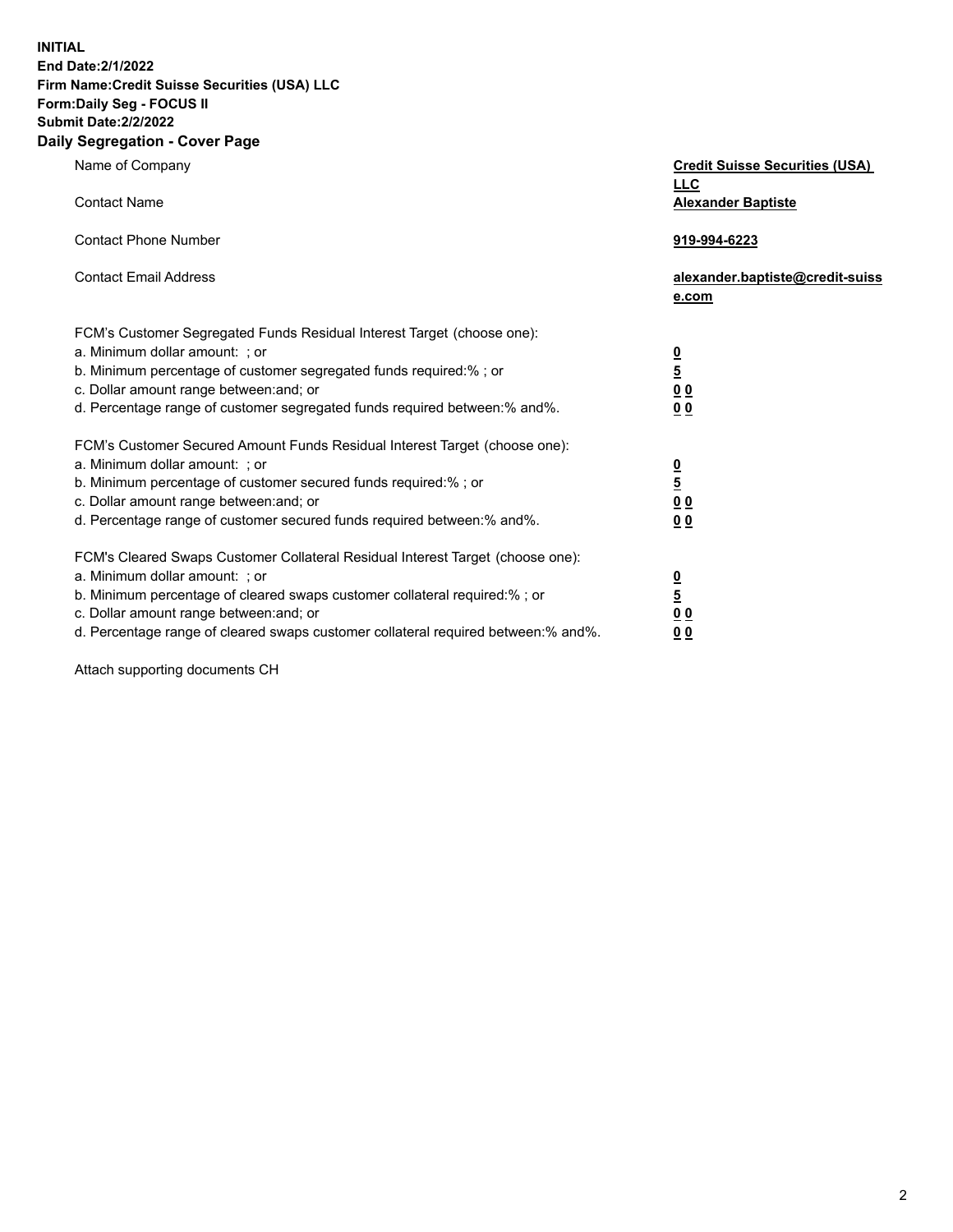**INITIAL**
**End Date:2/1/2022**
**Firm Name:Credit Suisse Securities (USA) LLC**
**Form:Daily Seg - FOCUS II**
**Submit Date:2/2/2022**

## Daily Segregation - Cover Page

| | |
|---|---|
| Name of Company | **Credit Suisse Securities (USA) LLC** |
| Contact Name | **Alexander Baptiste** |
| Contact Phone Number | **919-994-6223** |
| Contact Email Address | **alexander.baptiste@credit-suisse.com** |

| | |
|---|---|
| FCM's Customer Segregated Funds Residual Interest Target (choose one): | |
| a. Minimum dollar amount: ; or | **0** |
| b. Minimum percentage of customer segregated funds required:% ; or | **5** |
| c. Dollar amount range between:and; or | **0 0** |
| d. Percentage range of customer segregated funds required between:% and%. | **0 0** |
| FCM's Customer Secured Amount Funds Residual Interest Target (choose one): | |
| a. Minimum dollar amount: ; or | **0** |
| b. Minimum percentage of customer secured funds required:% ; or | **5** |
| c. Dollar amount range between:and; or | **0 0** |
| d. Percentage range of customer secured funds required between:% and%. | **0 0** |
| FCM's Cleared Swaps Customer Collateral Residual Interest Target (choose one): | |
| a. Minimum dollar amount: ; or | **0** |
| b. Minimum percentage of cleared swaps customer collateral required:% ; or | **5** |
| c. Dollar amount range between:and; or | **0 0** |
| d. Percentage range of cleared swaps customer collateral required between:% and%. | **0 0** |

Attach supporting documents CH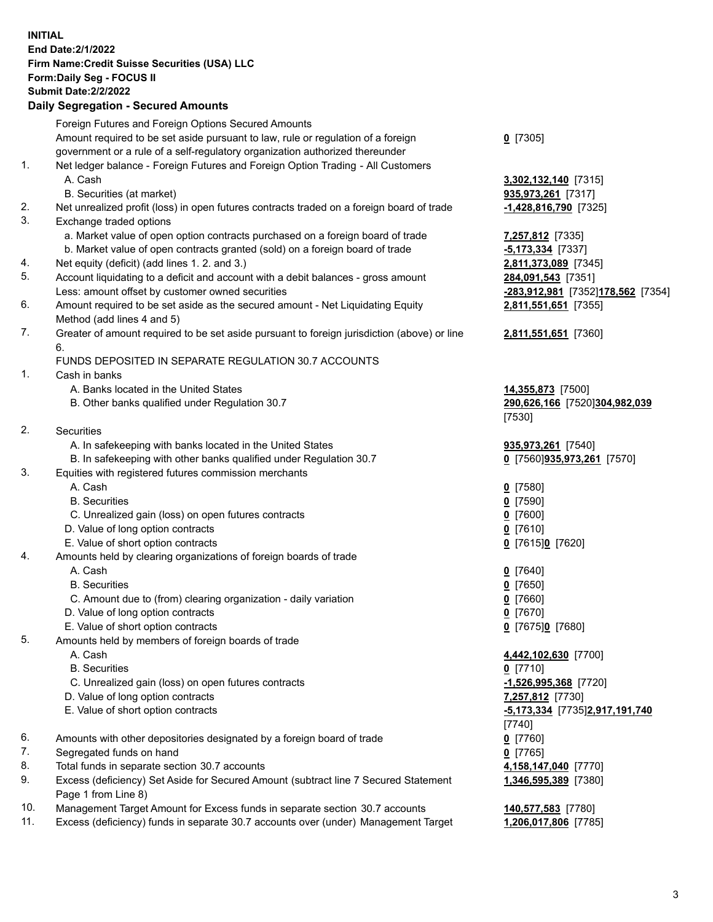**INITIAL**
**End Date:2/1/2022**
**Firm Name:Credit Suisse Securities (USA) LLC**
**Form:Daily Seg - FOCUS II**
**Submit Date:2/2/2022**

## Daily Segregation - Secured Amounts

| | | |
|---|---|---|
| | Foreign Futures and Foreign Options Secured Amounts | |
| | Amount required to be set aside pursuant to law, rule or regulation of a foreign government or a rule of a self-regulatory organization authorized thereunder | **0** [7305] |
| 1. | Net ledger balance - Foreign Futures and Foreign Option Trading - All Customers | |
| | A. Cash | **3,302,132,140** [7315] |
| | B. Securities (at market) | **935,973,261** [7317] |
| 2. | Net unrealized profit (loss) in open futures contracts traded on a foreign board of trade | **-1,428,816,790** [7325] |
| 3. | Exchange traded options | |
| | a. Market value of open option contracts purchased on a foreign board of trade | **7,257,812** [7335] |
| | b. Market value of open contracts granted (sold) on a foreign board of trade | **-5,173,334** [7337] |
| 4. | Net equity (deficit) (add lines 1. 2. and 3.) | **2,811,373,089** [7345] |
| 5. | Account liquidating to a deficit and account with a debit balances - gross amount | **284,091,543** [7351] |
| | Less: amount offset by customer owned securities | **-283,912,981** [7352]**178,562** [7354] |
| 6. | Amount required to be set aside as the secured amount - Net Liquidating Equity Method (add lines 4 and 5) | **2,811,551,651** [7355] |
| 7. | Greater of amount required to be set aside pursuant to foreign jurisdiction (above) or line 6. | **2,811,551,651** [7360] |
| | FUNDS DEPOSITED IN SEPARATE REGULATION 30.7 ACCOUNTS | |
| 1. | Cash in banks | |
| | A. Banks located in the United States | **14,355,873** [7500] |
| | B. Other banks qualified under Regulation 30.7 | **290,626,166** [7520]**304,982,039** [7530] |
| 2. | Securities | |
| | A. In safekeeping with banks located in the United States | **935,973,261** [7540] |
| | B. In safekeeping with other banks qualified under Regulation 30.7 | **0** [7560]**935,973,261** [7570] |
| 3. | Equities with registered futures commission merchants | |
| | A. Cash | **0** [7580] |
| | B. Securities | **0** [7590] |
| | C. Unrealized gain (loss) on open futures contracts | **0** [7600] |
| | D. Value of long option contracts | **0** [7610] |
| | E. Value of short option contracts | **0** [7615]**0** [7620] |
| 4. | Amounts held by clearing organizations of foreign boards of trade | |
| | A. Cash | **0** [7640] |
| | B. Securities | **0** [7650] |
| | C. Amount due to (from) clearing organization - daily variation | **0** [7660] |
| | D. Value of long option contracts | **0** [7670] |
| | E. Value of short option contracts | **0** [7675]**0** [7680] |
| 5. | Amounts held by members of foreign boards of trade | |
| | A. Cash | **4,442,102,630** [7700] |
| | B. Securities | **0** [7710] |
| | C. Unrealized gain (loss) on open futures contracts | **-1,526,995,368** [7720] |
| | D. Value of long option contracts | **7,257,812** [7730] |
| | E. Value of short option contracts | **-5,173,334** [7735]**2,917,191,740** [7740] |
| 6. | Amounts with other depositories designated by a foreign board of trade | **0** [7760] |
| 7. | Segregated funds on hand | **0** [7765] |
| 8. | Total funds in separate section 30.7 accounts | **4,158,147,040** [7770] |
| 9. | Excess (deficiency) Set Aside for Secured Amount (subtract line 7 Secured Statement Page 1 from Line 8) | **1,346,595,389** [7380] |
| 10. | Management Target Amount for Excess funds in separate section 30.7 accounts | **140,577,583** [7780] |
| 11. | Excess (deficiency) funds in separate 30.7 accounts over (under) Management Target | **1,206,017,806** [7785] |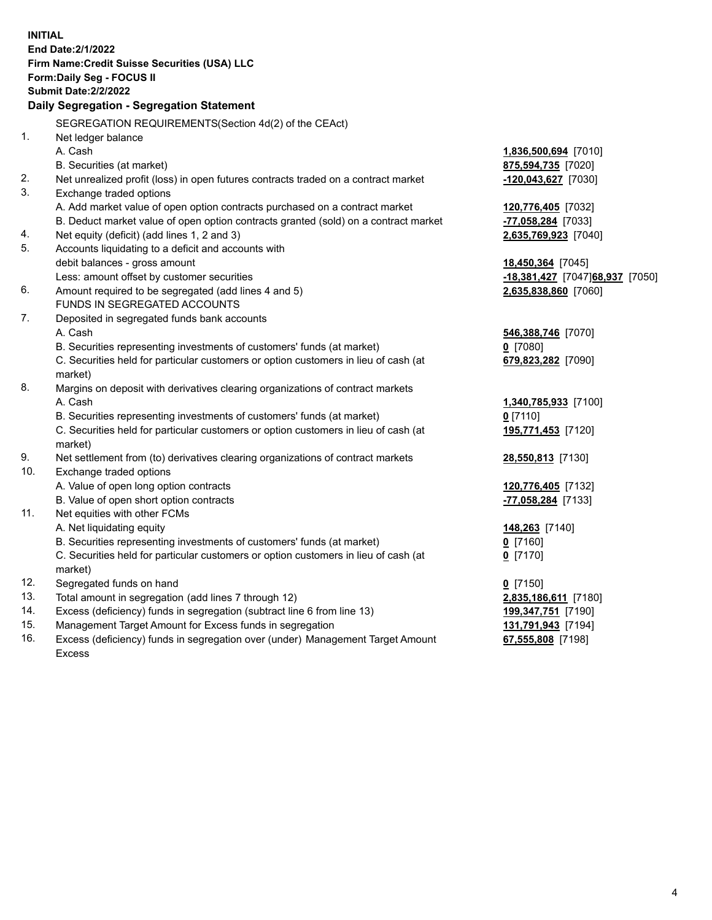**INITIAL**
**End Date:2/1/2022**
**Firm Name:Credit Suisse Securities (USA) LLC**
**Form:Daily Seg - FOCUS II**
**Submit Date:2/2/2022**

## Daily Segregation - Segregation Statement

| | | |
|---|---|---|
| | SEGREGATION REQUIREMENTS(Section 4d(2) of the CEAct) | |
| 1. | Net ledger balance | |
| | A. Cash | **1,836,500,694** [7010] |
| | B. Securities (at market) | **875,594,735** [7020] |
| 2. | Net unrealized profit (loss) in open futures contracts traded on a contract market | **-120,043,627** [7030] |
| 3. | Exchange traded options | |
| | A. Add market value of open option contracts purchased on a contract market | **120,776,405** [7032] |
| | B. Deduct market value of open option contracts granted (sold) on a contract market | **-77,058,284** [7033] |
| 4. | Net equity (deficit) (add lines 1, 2 and 3) | **2,635,769,923** [7040] |
| 5. | Accounts liquidating to a deficit and accounts with debit balances - gross amount | **18,450,364** [7045] |
| | Less: amount offset by customer securities | **-18,381,427** [7047] **68,937** [7050] |
| 6. | Amount required to be segregated (add lines 4 and 5) | **2,635,838,860** [7060] |
| | FUNDS IN SEGREGATED ACCOUNTS | |
| 7. | Deposited in segregated funds bank accounts | |
| | A. Cash | **546,388,746** [7070] |
| | B. Securities representing investments of customers' funds (at market) | **0** [7080] |
| | C. Securities held for particular customers or option customers in lieu of cash (at market) | **679,823,282** [7090] |
| 8. | Margins on deposit with derivatives clearing organizations of contract markets | |
| | A. Cash | **1,340,785,933** [7100] |
| | B. Securities representing investments of customers' funds (at market) | **0** [7110] |
| | C. Securities held for particular customers or option customers in lieu of cash (at market) | **195,771,453** [7120] |
| 9. | Net settlement from (to) derivatives clearing organizations of contract markets | **28,550,813** [7130] |
| 10. | Exchange traded options | |
| | A. Value of open long option contracts | **120,776,405** [7132] |
| | B. Value of open short option contracts | **-77,058,284** [7133] |
| 11. | Net equities with other FCMs | |
| | A. Net liquidating equity | **148,263** [7140] |
| | B. Securities representing investments of customers' funds (at market) | **0** [7160] |
| | C. Securities held for particular customers or option customers in lieu of cash (at market) | **0** [7170] |
| 12. | Segregated funds on hand | **0** [7150] |
| 13. | Total amount in segregation (add lines 7 through 12) | **2,835,186,611** [7180] |
| 14. | Excess (deficiency) funds in segregation (subtract line 6 from line 13) | **199,347,751** [7190] |
| 15. | Management Target Amount for Excess funds in segregation | **131,791,943** [7194] |
| 16. | Excess (deficiency) funds in segregation over (under) Management Target Amount Excess | **67,555,808** [7198] |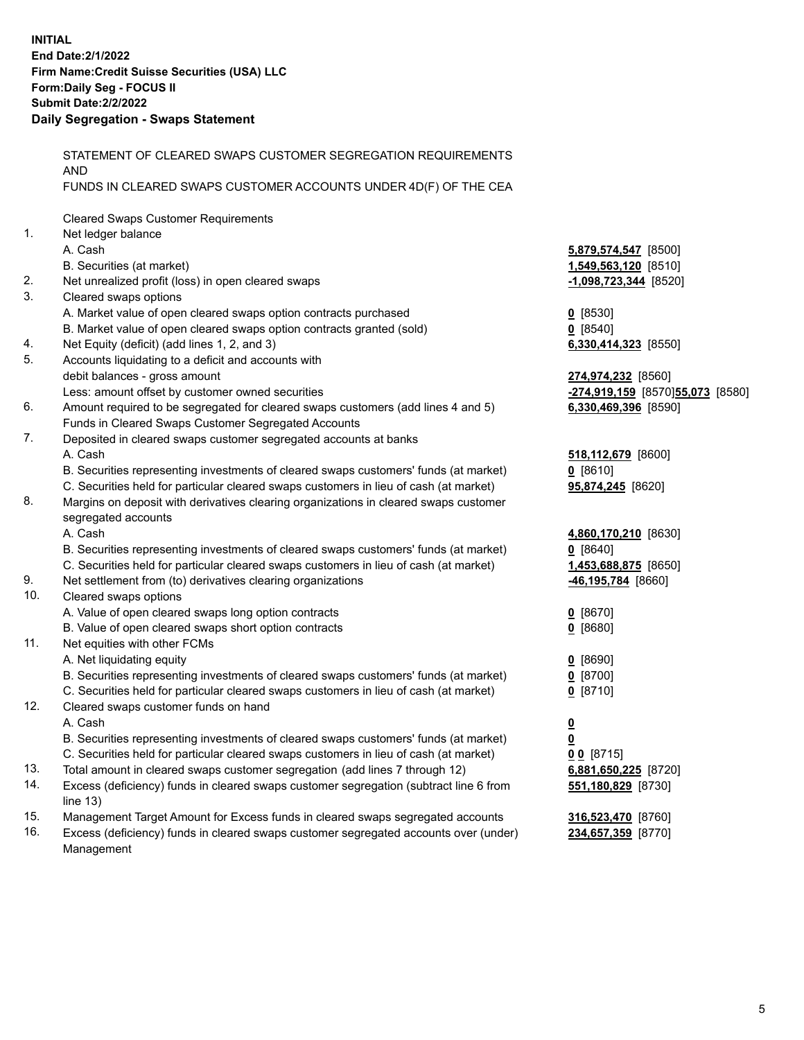**INITIAL**
**End Date:2/1/2022**
**Firm Name:Credit Suisse Securities (USA) LLC**
**Form:Daily Seg - FOCUS II**
**Submit Date:2/2/2022**
**Daily Segregation - Swaps Statement**

STATEMENT OF CLEARED SWAPS CUSTOMER SEGREGATION REQUIREMENTS AND FUNDS IN CLEARED SWAPS CUSTOMER ACCOUNTS UNDER 4D(F) OF THE CEA

| | | |
|---|---|---|
| | Cleared Swaps Customer Requirements | |
| 1. | Net ledger balance | |
| | A. Cash | **5,879,574,547** [8500] |
| | B. Securities (at market) | **1,549,563,120** [8510] |
| 2. | Net unrealized profit (loss) in open cleared swaps | **-1,098,723,344** [8520] |
| 3. | Cleared swaps options | |
| | A. Market value of open cleared swaps option contracts purchased | **0** [8530] |
| | B. Market value of open cleared swaps option contracts granted (sold) | **0** [8540] |
| 4. | Net Equity (deficit) (add lines 1, 2, and 3) | **6,330,414,323** [8550] |
| 5. | Accounts liquidating to a deficit and accounts with debit balances - gross amount | **274,974,232** [8560] |
| | Less: amount offset by customer owned securities | **-274,919,159** [8570] **55,073** [8580] |
| 6. | Amount required to be segregated for cleared swaps customers (add lines 4 and 5) | **6,330,469,396** [8590] |
| | Funds in Cleared Swaps Customer Segregated Accounts | |
| 7. | Deposited in cleared swaps customer segregated accounts at banks | |
| | A. Cash | **518,112,679** [8600] |
| | B. Securities representing investments of cleared swaps customers' funds (at market) | **0** [8610] |
| | C. Securities held for particular cleared swaps customers in lieu of cash (at market) | **95,874,245** [8620] |
| 8. | Margins on deposit with derivatives clearing organizations in cleared swaps customer segregated accounts | |
| | A. Cash | **4,860,170,210** [8630] |
| | B. Securities representing investments of cleared swaps customers' funds (at market) | **0** [8640] |
| | C. Securities held for particular cleared swaps customers in lieu of cash (at market) | **1,453,688,875** [8650] |
| 9. | Net settlement from (to) derivatives clearing organizations | **-46,195,784** [8660] |
| 10. | Cleared swaps options | |
| | A. Value of open cleared swaps long option contracts | **0** [8670] |
| | B. Value of open cleared swaps short option contracts | **0** [8680] |
| 11. | Net equities with other FCMs | |
| | A. Net liquidating equity | **0** [8690] |
| | B. Securities representing investments of cleared swaps customers' funds (at market) | **0** [8700] |
| | C. Securities held for particular cleared swaps customers in lieu of cash (at market) | **0** [8710] |
| 12. | Cleared swaps customer funds on hand | |
| | A. Cash | **0** |
| | B. Securities representing investments of cleared swaps customers' funds (at market) | **0** |
| | C. Securities held for particular cleared swaps customers in lieu of cash (at market) | **0** **0** [8715] |
| 13. | Total amount in cleared swaps customer segregation (add lines 7 through 12) | **6,881,650,225** [8720] |
| 14. | Excess (deficiency) funds in cleared swaps customer segregation (subtract line 6 from line 13) | **551,180,829** [8730] |
| 15. | Management Target Amount for Excess funds in cleared swaps segregated accounts | **316,523,470** [8760] |
| 16. | Excess (deficiency) funds in cleared swaps customer segregated accounts over (under) Management | **234,657,359** [8770] |